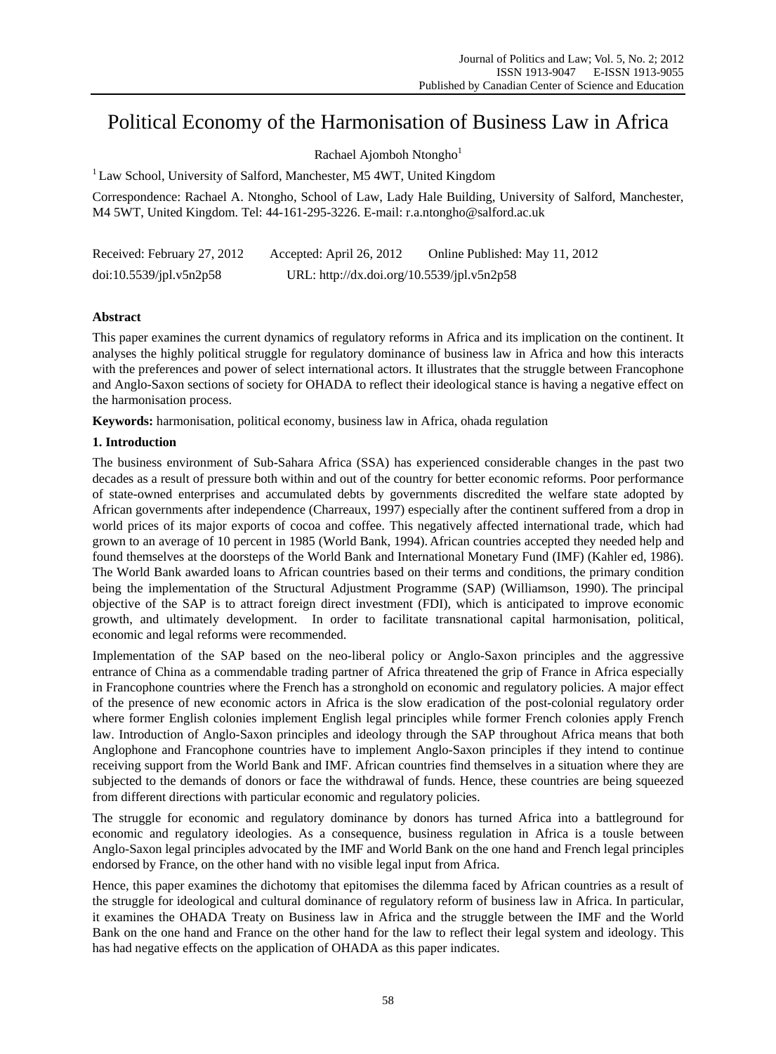# Political Economy of the Harmonisation of Business Law in Africa

Rachael Ajomboh Ntongho[1]

[1] Law School, University of Salford, Manchester, M5 4WT, United Kingdom

Correspondence: Rachael A. Ntongho, School of Law, Lady Hale Building, University of Salford, Manchester, M4 5WT, United Kingdom. Tel: 44-161-295-3226. E-mail: r.a.ntongho@salford.ac.uk

Received: February 27, 2012 Accepted: April 26, 2012 Online Published: May 11, 2012

doi:10.5539/jpl.v5n2p58 URL: http://dx.doi.org/10.5539/jpl.v5n2p58

## Abstract

This paper examines the current dynamics of regulatory reforms in Africa and its implication on the continent. It analyses the highly political struggle for regulatory dominance of business law in Africa and how this interacts with the preferences and power of select international actors. It illustrates that the struggle between Francophone and Anglo-Saxon sections of society for OHADA to reflect their ideological stance is having a negative effect on the harmonisation process.

**Keywords:** harmonisation, political economy, business law in Africa, ohada regulation

## 1. Introduction

The business environment of Sub-Sahara Africa (SSA) has experienced considerable changes in the past two decades as a result of pressure both within and out of the country for better economic reforms. Poor performance of state-owned enterprises and accumulated debts by governments discredited the welfare state adopted by African governments after independence (Charreaux, 1997) especially after the continent suffered from a drop in world prices of its major exports of cocoa and coffee. This negatively affected international trade, which had grown to an average of 10 percent in 1985 (World Bank, 1994). African countries accepted they needed help and found themselves at the doorsteps of the World Bank and International Monetary Fund (IMF) (Kahler ed, 1986). The World Bank awarded loans to African countries based on their terms and conditions, the primary condition being the implementation of the Structural Adjustment Programme (SAP) (Williamson, 1990). The principal objective of the SAP is to attract foreign direct investment (FDI), which is anticipated to improve economic growth, and ultimately development. In order to facilitate transnational capital harmonisation, political, economic and legal reforms were recommended.

Implementation of the SAP based on the neo-liberal policy or Anglo-Saxon principles and the aggressive entrance of China as a commendable trading partner of Africa threatened the grip of France in Africa especially in Francophone countries where the French has a stronghold on economic and regulatory policies. A major effect of the presence of new economic actors in Africa is the slow eradication of the post-colonial regulatory order where former English colonies implement English legal principles while former French colonies apply French law. Introduction of Anglo-Saxon principles and ideology through the SAP throughout Africa means that both Anglophone and Francophone countries have to implement Anglo-Saxon principles if they intend to continue receiving support from the World Bank and IMF. African countries find themselves in a situation where they are subjected to the demands of donors or face the withdrawal of funds. Hence, these countries are being squeezed from different directions with particular economic and regulatory policies.

The struggle for economic and regulatory dominance by donors has turned Africa into a battleground for economic and regulatory ideologies. As a consequence, business regulation in Africa is a tousle between Anglo-Saxon legal principles advocated by the IMF and World Bank on the one hand and French legal principles endorsed by France, on the other hand with no visible legal input from Africa.

Hence, this paper examines the dichotomy that epitomises the dilemma faced by African countries as a result of the struggle for ideological and cultural dominance of regulatory reform of business law in Africa. In particular, it examines the OHADA Treaty on Business law in Africa and the struggle between the IMF and the World Bank on the one hand and France on the other hand for the law to reflect their legal system and ideology. This has had negative effects on the application of OHADA as this paper indicates.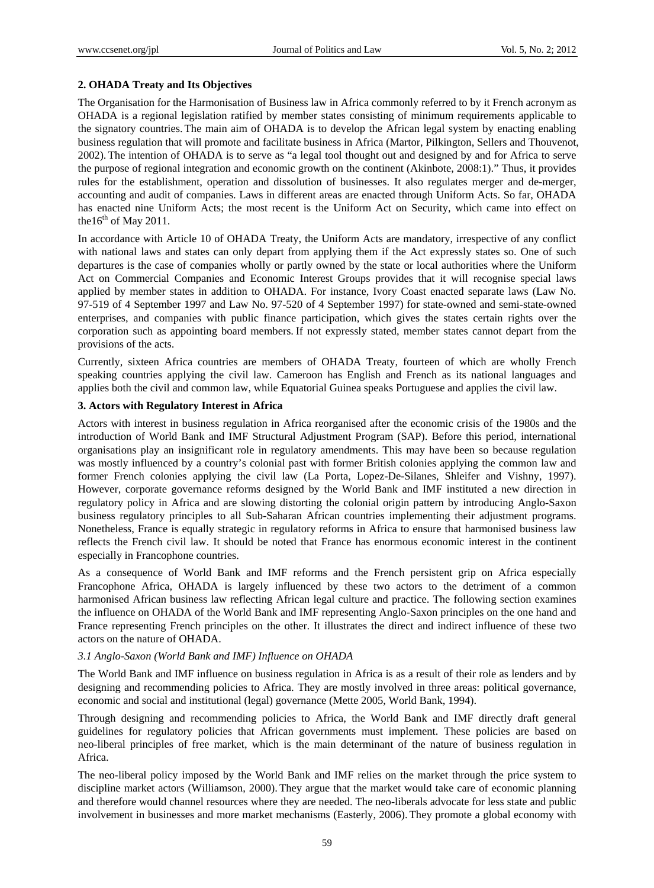## 2. OHADA Treaty and Its Objectives

The Organisation for the Harmonisation of Business law in Africa commonly referred to by it French acronym as OHADA is a regional legislation ratified by member states consisting of minimum requirements applicable to the signatory countries. The main aim of OHADA is to develop the African legal system by enacting enabling business regulation that will promote and facilitate business in Africa (Martor, Pilkington, Sellers and Thouvenot, 2002). The intention of OHADA is to serve as "a legal tool thought out and designed by and for Africa to serve the purpose of regional integration and economic growth on the continent (Akinbote, 2008:1)." Thus, it provides rules for the establishment, operation and dissolution of businesses. It also regulates merger and de-merger, accounting and audit of companies. Laws in different areas are enacted through Uniform Acts. So far, OHADA has enacted nine Uniform Acts; the most recent is the Uniform Act on Security, which came into effect on the16th of May 2011.

In accordance with Article 10 of OHADA Treaty, the Uniform Acts are mandatory, irrespective of any conflict with national laws and states can only depart from applying them if the Act expressly states so. One of such departures is the case of companies wholly or partly owned by the state or local authorities where the Uniform Act on Commercial Companies and Economic Interest Groups provides that it will recognise special laws applied by member states in addition to OHADA. For instance, Ivory Coast enacted separate laws (Law No. 97-519 of 4 September 1997 and Law No. 97-520 of 4 September 1997) for state-owned and semi-state-owned enterprises, and companies with public finance participation, which gives the states certain rights over the corporation such as appointing board members. If not expressly stated, member states cannot depart from the provisions of the acts.

Currently, sixteen Africa countries are members of OHADA Treaty, fourteen of which are wholly French speaking countries applying the civil law. Cameroon has English and French as its national languages and applies both the civil and common law, while Equatorial Guinea speaks Portuguese and applies the civil law.

## 3. Actors with Regulatory Interest in Africa

Actors with interest in business regulation in Africa reorganised after the economic crisis of the 1980s and the introduction of World Bank and IMF Structural Adjustment Program (SAP). Before this period, international organisations play an insignificant role in regulatory amendments. This may have been so because regulation was mostly influenced by a country's colonial past with former British colonies applying the common law and former French colonies applying the civil law (La Porta, Lopez-De-Silanes, Shleifer and Vishny, 1997). However, corporate governance reforms designed by the World Bank and IMF instituted a new direction in regulatory policy in Africa and are slowing distorting the colonial origin pattern by introducing Anglo-Saxon business regulatory principles to all Sub-Saharan African countries implementing their adjustment programs. Nonetheless, France is equally strategic in regulatory reforms in Africa to ensure that harmonised business law reflects the French civil law. It should be noted that France has enormous economic interest in the continent especially in Francophone countries.

As a consequence of World Bank and IMF reforms and the French persistent grip on Africa especially Francophone Africa, OHADA is largely influenced by these two actors to the detriment of a common harmonised African business law reflecting African legal culture and practice. The following section examines the influence on OHADA of the World Bank and IMF representing Anglo-Saxon principles on the one hand and France representing French principles on the other. It illustrates the direct and indirect influence of these two actors on the nature of OHADA.

### *3.1 Anglo-Saxon (World Bank and IMF) Influence on OHADA*

The World Bank and IMF influence on business regulation in Africa is as a result of their role as lenders and by designing and recommending policies to Africa. They are mostly involved in three areas: political governance, economic and social and institutional (legal) governance (Mette 2005, World Bank, 1994).

Through designing and recommending policies to Africa, the World Bank and IMF directly draft general guidelines for regulatory policies that African governments must implement. These policies are based on neo-liberal principles of free market, which is the main determinant of the nature of business regulation in Africa.

The neo-liberal policy imposed by the World Bank and IMF relies on the market through the price system to discipline market actors (Williamson, 2000). They argue that the market would take care of economic planning and therefore would channel resources where they are needed. The neo-liberals advocate for less state and public involvement in businesses and more market mechanisms (Easterly, 2006). They promote a global economy with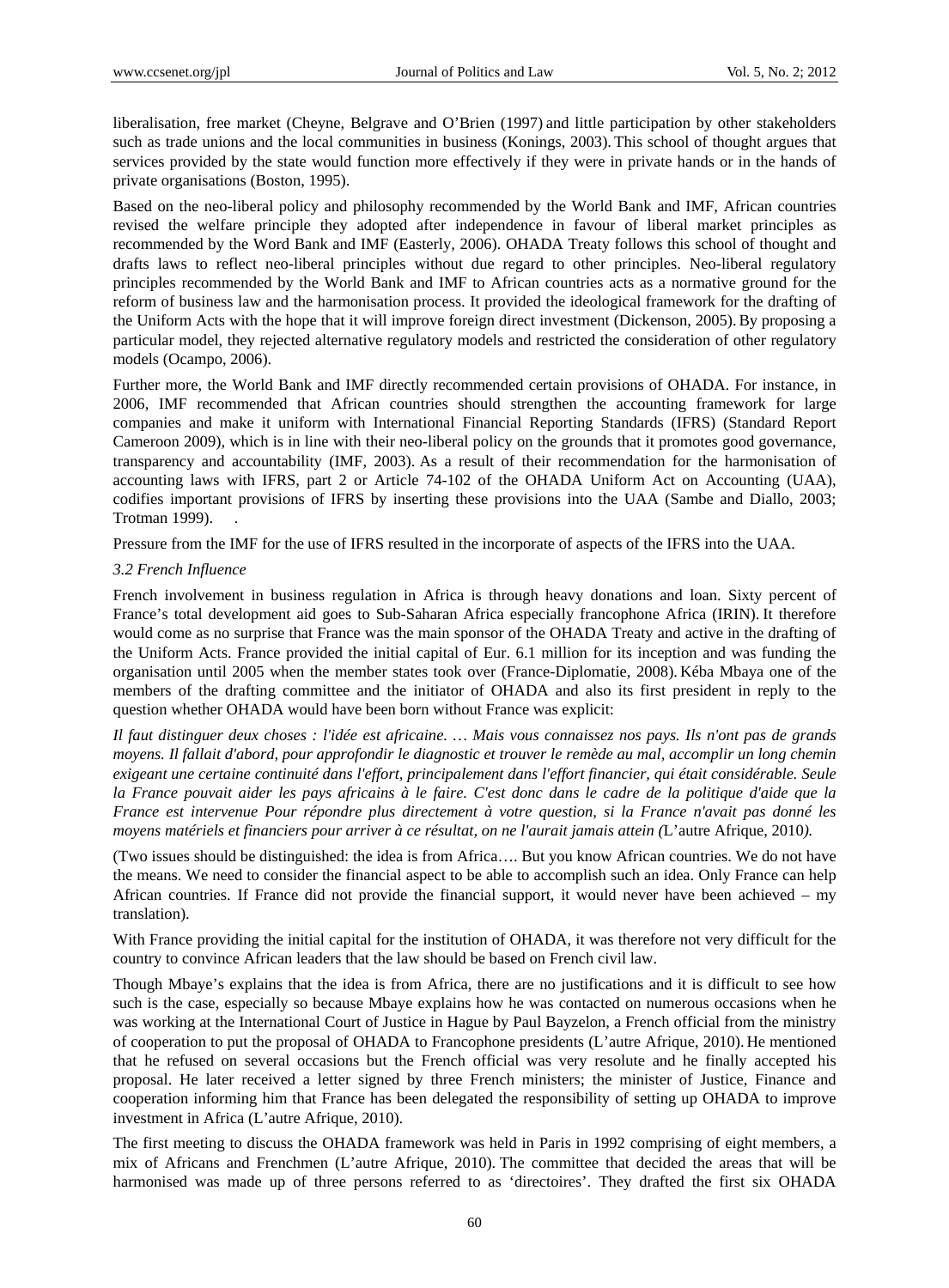liberalisation, free market (Cheyne, Belgrave and O'Brien (1997) and little participation by other stakeholders such as trade unions and the local communities in business (Konings, 2003). This school of thought argues that services provided by the state would function more effectively if they were in private hands or in the hands of private organisations (Boston, 1995).

Based on the neo-liberal policy and philosophy recommended by the World Bank and IMF, African countries revised the welfare principle they adopted after independence in favour of liberal market principles as recommended by the Word Bank and IMF (Easterly, 2006). OHADA Treaty follows this school of thought and drafts laws to reflect neo-liberal principles without due regard to other principles. Neo-liberal regulatory principles recommended by the World Bank and IMF to African countries acts as a normative ground for the reform of business law and the harmonisation process. It provided the ideological framework for the drafting of the Uniform Acts with the hope that it will improve foreign direct investment (Dickenson, 2005). By proposing a particular model, they rejected alternative regulatory models and restricted the consideration of other regulatory models (Ocampo, 2006).

Further more, the World Bank and IMF directly recommended certain provisions of OHADA. For instance, in 2006, IMF recommended that African countries should strengthen the accounting framework for large companies and make it uniform with International Financial Reporting Standards (IFRS) (Standard Report Cameroon 2009), which is in line with their neo-liberal policy on the grounds that it promotes good governance, transparency and accountability (IMF, 2003). As a result of their recommendation for the harmonisation of accounting laws with IFRS, part 2 or Article 74-102 of the OHADA Uniform Act on Accounting (UAA), codifies important provisions of IFRS by inserting these provisions into the UAA (Sambe and Diallo, 2003; Trotman 1999).    .

Pressure from the IMF for the use of IFRS resulted in the incorporate of aspects of the IFRS into the UAA.

### *3.2 French Influence*

French involvement in business regulation in Africa is through heavy donations and loan. Sixty percent of France's total development aid goes to Sub-Saharan Africa especially francophone Africa (IRIN). It therefore would come as no surprise that France was the main sponsor of the OHADA Treaty and active in the drafting of the Uniform Acts. France provided the initial capital of Eur. 6.1 million for its inception and was funding the organisation until 2005 when the member states took over (France-Diplomatie, 2008). Kéba Mbaya one of the members of the drafting committee and the initiator of OHADA and also its first president in reply to the question whether OHADA would have been born without France was explicit:

*Il faut distinguer deux choses : l'idée est africaine. … Mais vous connaissez nos pays. Ils n'ont pas de grands moyens. Il fallait d'abord, pour approfondir le diagnostic et trouver le remède au mal, accomplir un long chemin exigeant une certaine continuité dans l'effort, principalement dans l'effort financier, qui était considérable. Seule la France pouvait aider les pays africains à le faire. C'est donc dans le cadre de la politique d'aide que la France est intervenue Pour répondre plus directement à votre question, si la France n'avait pas donné les moyens matériels et financiers pour arriver à ce résultat, on ne l'aurait jamais attein (*L'autre Afrique, 2010*).*

(Two issues should be distinguished: the idea is from Africa…. But you know African countries. We do not have the means. We need to consider the financial aspect to be able to accomplish such an idea. Only France can help African countries. If France did not provide the financial support, it would never have been achieved – my translation).

With France providing the initial capital for the institution of OHADA, it was therefore not very difficult for the country to convince African leaders that the law should be based on French civil law.

Though Mbaye's explains that the idea is from Africa, there are no justifications and it is difficult to see how such is the case, especially so because Mbaye explains how he was contacted on numerous occasions when he was working at the International Court of Justice in Hague by Paul Bayzelon, a French official from the ministry of cooperation to put the proposal of OHADA to Francophone presidents (L'autre Afrique, 2010). He mentioned that he refused on several occasions but the French official was very resolute and he finally accepted his proposal. He later received a letter signed by three French ministers; the minister of Justice, Finance and cooperation informing him that France has been delegated the responsibility of setting up OHADA to improve investment in Africa (L'autre Afrique, 2010).

The first meeting to discuss the OHADA framework was held in Paris in 1992 comprising of eight members, a mix of Africans and Frenchmen (L'autre Afrique, 2010). The committee that decided the areas that will be harmonised was made up of three persons referred to as 'directoires'. They drafted the first six OHADA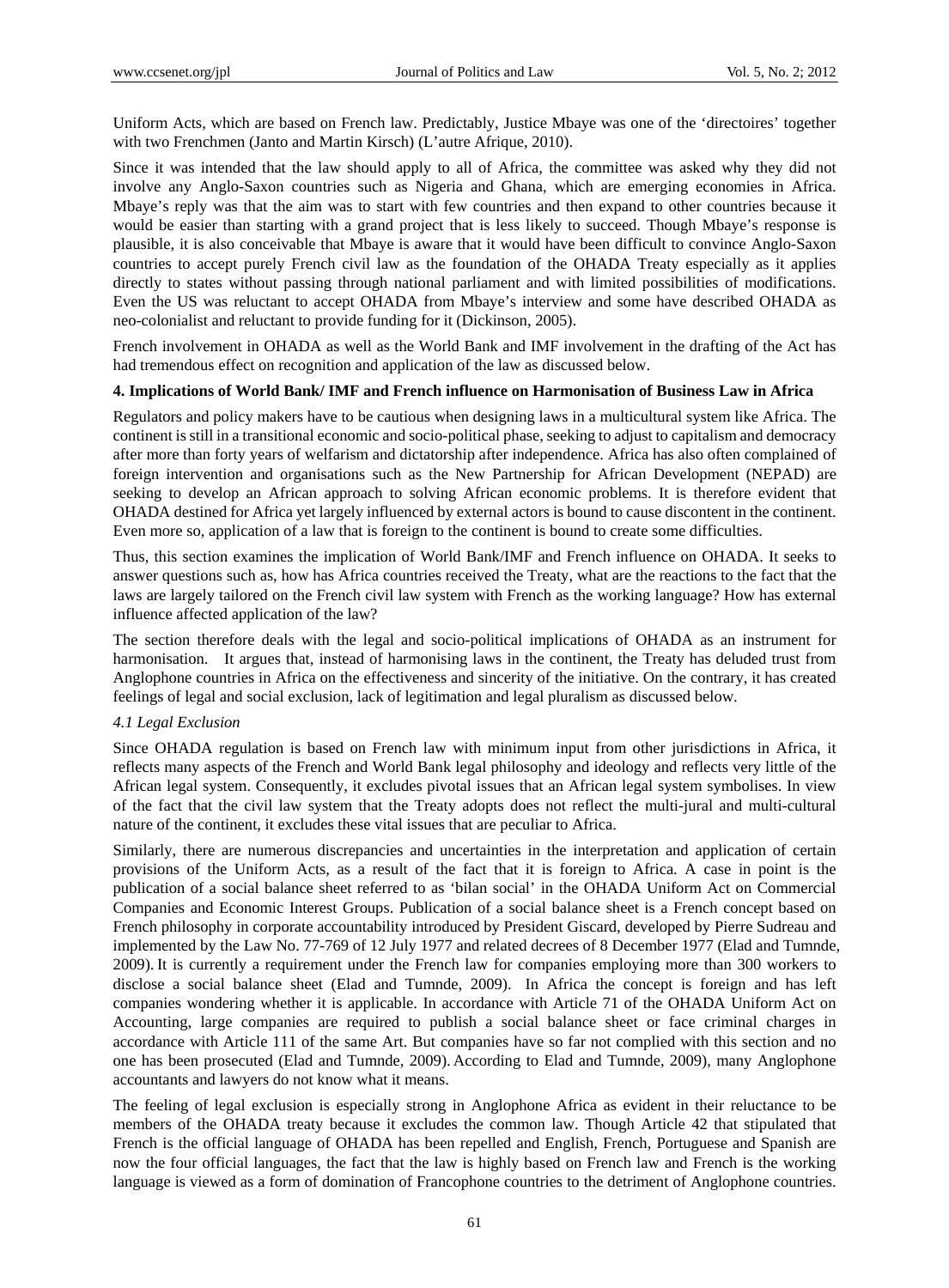Uniform Acts, which are based on French law. Predictably, Justice Mbaye was one of the 'directoires' together with two Frenchmen (Janto and Martin Kirsch) (L'autre Afrique, 2010).

Since it was intended that the law should apply to all of Africa, the committee was asked why they did not involve any Anglo-Saxon countries such as Nigeria and Ghana, which are emerging economies in Africa. Mbaye's reply was that the aim was to start with few countries and then expand to other countries because it would be easier than starting with a grand project that is less likely to succeed. Though Mbaye's response is plausible, it is also conceivable that Mbaye is aware that it would have been difficult to convince Anglo-Saxon countries to accept purely French civil law as the foundation of the OHADA Treaty especially as it applies directly to states without passing through national parliament and with limited possibilities of modifications. Even the US was reluctant to accept OHADA from Mbaye's interview and some have described OHADA as neo-colonialist and reluctant to provide funding for it (Dickinson, 2005).

French involvement in OHADA as well as the World Bank and IMF involvement in the drafting of the Act has had tremendous effect on recognition and application of the law as discussed below.

## 4. Implications of World Bank/ IMF and French influence on Harmonisation of Business Law in Africa

Regulators and policy makers have to be cautious when designing laws in a multicultural system like Africa. The continent is still in a transitional economic and socio-political phase, seeking to adjust to capitalism and democracy after more than forty years of welfarism and dictatorship after independence. Africa has also often complained of foreign intervention and organisations such as the New Partnership for African Development (NEPAD) are seeking to develop an African approach to solving African economic problems. It is therefore evident that OHADA destined for Africa yet largely influenced by external actors is bound to cause discontent in the continent. Even more so, application of a law that is foreign to the continent is bound to create some difficulties.

Thus, this section examines the implication of World Bank/IMF and French influence on OHADA. It seeks to answer questions such as, how has Africa countries received the Treaty, what are the reactions to the fact that the laws are largely tailored on the French civil law system with French as the working language? How has external influence affected application of the law?

The section therefore deals with the legal and socio-political implications of OHADA as an instrument for harmonisation. It argues that, instead of harmonising laws in the continent, the Treaty has deluded trust from Anglophone countries in Africa on the effectiveness and sincerity of the initiative. On the contrary, it has created feelings of legal and social exclusion, lack of legitimation and legal pluralism as discussed below.

### *4.1 Legal Exclusion*

Since OHADA regulation is based on French law with minimum input from other jurisdictions in Africa, it reflects many aspects of the French and World Bank legal philosophy and ideology and reflects very little of the African legal system. Consequently, it excludes pivotal issues that an African legal system symbolises. In view of the fact that the civil law system that the Treaty adopts does not reflect the multi-jural and multi-cultural nature of the continent, it excludes these vital issues that are peculiar to Africa.

Similarly, there are numerous discrepancies and uncertainties in the interpretation and application of certain provisions of the Uniform Acts, as a result of the fact that it is foreign to Africa. A case in point is the publication of a social balance sheet referred to as 'bilan social' in the OHADA Uniform Act on Commercial Companies and Economic Interest Groups. Publication of a social balance sheet is a French concept based on French philosophy in corporate accountability introduced by President Giscard, developed by Pierre Sudreau and implemented by the Law No. 77-769 of 12 July 1977 and related decrees of 8 December 1977 (Elad and Tumnde, 2009). It is currently a requirement under the French law for companies employing more than 300 workers to disclose a social balance sheet (Elad and Tumnde, 2009). In Africa the concept is foreign and has left companies wondering whether it is applicable. In accordance with Article 71 of the OHADA Uniform Act on Accounting, large companies are required to publish a social balance sheet or face criminal charges in accordance with Article 111 of the same Art. But companies have so far not complied with this section and no one has been prosecuted (Elad and Tumnde, 2009). According to Elad and Tumnde, 2009), many Anglophone accountants and lawyers do not know what it means.

The feeling of legal exclusion is especially strong in Anglophone Africa as evident in their reluctance to be members of the OHADA treaty because it excludes the common law. Though Article 42 that stipulated that French is the official language of OHADA has been repelled and English, French, Portuguese and Spanish are now the four official languages, the fact that the law is highly based on French law and French is the working language is viewed as a form of domination of Francophone countries to the detriment of Anglophone countries.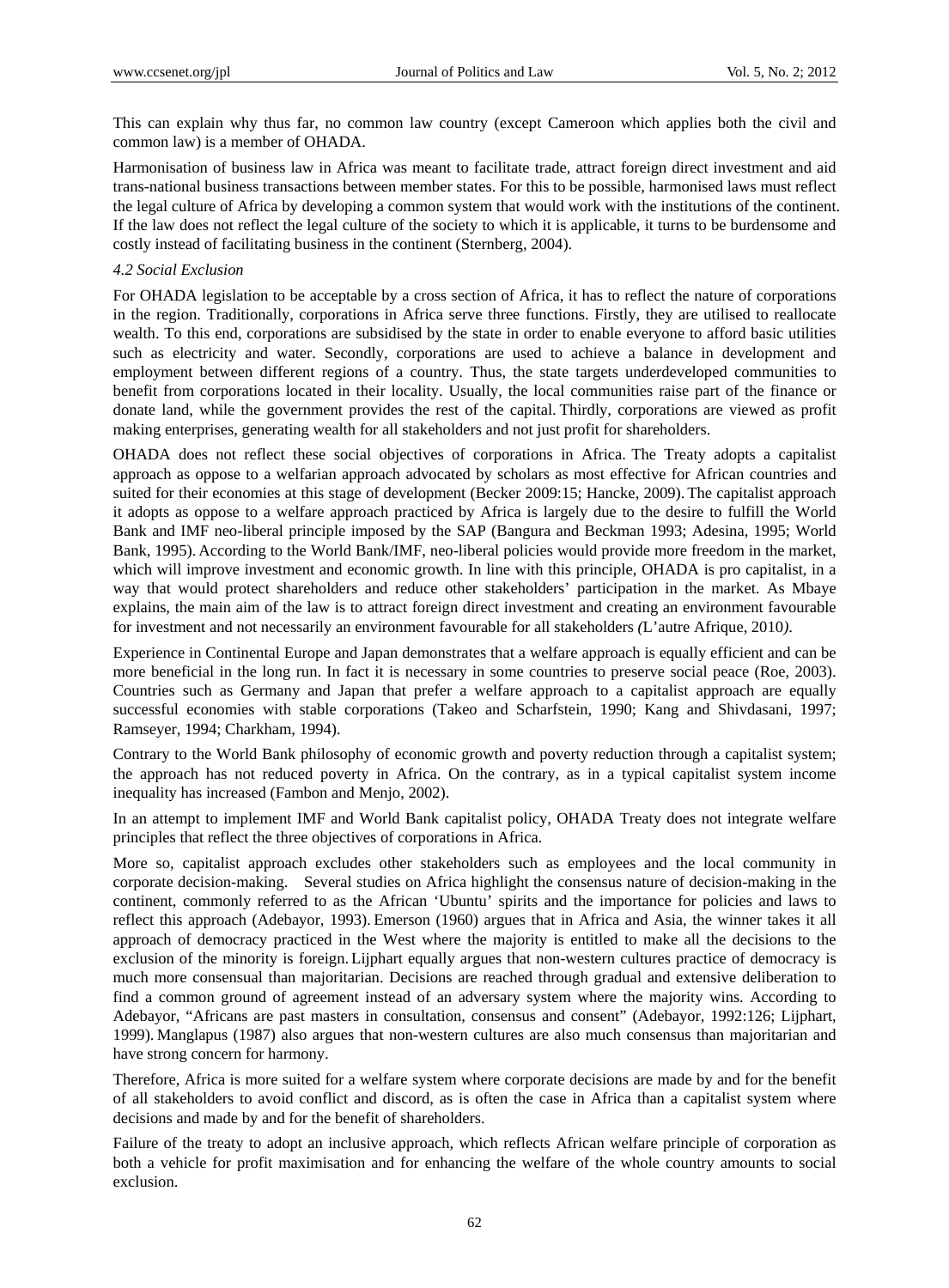This can explain why thus far, no common law country (except Cameroon which applies both the civil and common law) is a member of OHADA.

Harmonisation of business law in Africa was meant to facilitate trade, attract foreign direct investment and aid trans-national business transactions between member states. For this to be possible, harmonised laws must reflect the legal culture of Africa by developing a common system that would work with the institutions of the continent. If the law does not reflect the legal culture of the society to which it is applicable, it turns to be burdensome and costly instead of facilitating business in the continent (Sternberg, 2004).

*4.2 Social Exclusion*

For OHADA legislation to be acceptable by a cross section of Africa, it has to reflect the nature of corporations in the region. Traditionally, corporations in Africa serve three functions. Firstly, they are utilised to reallocate wealth. To this end, corporations are subsidised by the state in order to enable everyone to afford basic utilities such as electricity and water. Secondly, corporations are used to achieve a balance in development and employment between different regions of a country. Thus, the state targets underdeveloped communities to benefit from corporations located in their locality. Usually, the local communities raise part of the finance or donate land, while the government provides the rest of the capital. Thirdly, corporations are viewed as profit making enterprises, generating wealth for all stakeholders and not just profit for shareholders.

OHADA does not reflect these social objectives of corporations in Africa. The Treaty adopts a capitalist approach as oppose to a welfarian approach advocated by scholars as most effective for African countries and suited for their economies at this stage of development (Becker 2009:15; Hancke, 2009). The capitalist approach it adopts as oppose to a welfare approach practiced by Africa is largely due to the desire to fulfill the World Bank and IMF neo-liberal principle imposed by the SAP (Bangura and Beckman 1993; Adesina, 1995; World Bank, 1995). According to the World Bank/IMF, neo-liberal policies would provide more freedom in the market, which will improve investment and economic growth. In line with this principle, OHADA is pro capitalist, in a way that would protect shareholders and reduce other stakeholders' participation in the market. As Mbaye explains, the main aim of the law is to attract foreign direct investment and creating an environment favourable for investment and not necessarily an environment favourable for all stakeholders *(*L'autre Afrique, 2010*)*.

Experience in Continental Europe and Japan demonstrates that a welfare approach is equally efficient and can be more beneficial in the long run. In fact it is necessary in some countries to preserve social peace (Roe, 2003). Countries such as Germany and Japan that prefer a welfare approach to a capitalist approach are equally successful economies with stable corporations (Takeo and Scharfstein, 1990; Kang and Shivdasani, 1997; Ramseyer, 1994; Charkham, 1994).

Contrary to the World Bank philosophy of economic growth and poverty reduction through a capitalist system; the approach has not reduced poverty in Africa. On the contrary, as in a typical capitalist system income inequality has increased (Fambon and Menjo, 2002).

In an attempt to implement IMF and World Bank capitalist policy, OHADA Treaty does not integrate welfare principles that reflect the three objectives of corporations in Africa.

More so, capitalist approach excludes other stakeholders such as employees and the local community in corporate decision-making. Several studies on Africa highlight the consensus nature of decision-making in the continent, commonly referred to as the African 'Ubuntu' spirits and the importance for policies and laws to reflect this approach (Adebayor, 1993). Emerson (1960) argues that in Africa and Asia, the winner takes it all approach of democracy practiced in the West where the majority is entitled to make all the decisions to the exclusion of the minority is foreign. Lijphart equally argues that non-western cultures practice of democracy is much more consensual than majoritarian. Decisions are reached through gradual and extensive deliberation to find a common ground of agreement instead of an adversary system where the majority wins. According to Adebayor, "Africans are past masters in consultation, consensus and consent" (Adebayor, 1992:126; Lijphart, 1999). Manglapus (1987) also argues that non-western cultures are also much consensus than majoritarian and have strong concern for harmony.

Therefore, Africa is more suited for a welfare system where corporate decisions are made by and for the benefit of all stakeholders to avoid conflict and discord, as is often the case in Africa than a capitalist system where decisions and made by and for the benefit of shareholders.

Failure of the treaty to adopt an inclusive approach, which reflects African welfare principle of corporation as both a vehicle for profit maximisation and for enhancing the welfare of the whole country amounts to social exclusion.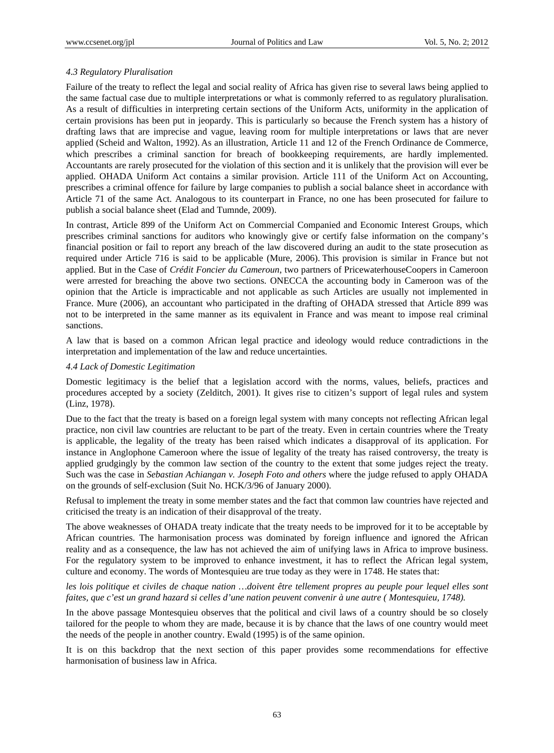#### *4.3 Regulatory Pluralisation*

Failure of the treaty to reflect the legal and social reality of Africa has given rise to several laws being applied to the same factual case due to multiple interpretations or what is commonly referred to as regulatory pluralisation. As a result of difficulties in interpreting certain sections of the Uniform Acts, uniformity in the application of certain provisions has been put in jeopardy. This is particularly so because the French system has a history of drafting laws that are imprecise and vague, leaving room for multiple interpretations or laws that are never applied (Scheid and Walton, 1992). As an illustration, Article 11 and 12 of the French Ordinance de Commerce, which prescribes a criminal sanction for breach of bookkeeping requirements, are hardly implemented. Accountants are rarely prosecuted for the violation of this section and it is unlikely that the provision will ever be applied. OHADA Uniform Act contains a similar provision. Article 111 of the Uniform Act on Accounting, prescribes a criminal offence for failure by large companies to publish a social balance sheet in accordance with Article 71 of the same Act. Analogous to its counterpart in France, no one has been prosecuted for failure to publish a social balance sheet (Elad and Tumnde, 2009).

In contrast, Article 899 of the Uniform Act on Commercial Companied and Economic Interest Groups, which prescribes criminal sanctions for auditors who knowingly give or certify false information on the company's financial position or fail to report any breach of the law discovered during an audit to the state prosecution as required under Article 716 is said to be applicable (Mure, 2006). This provision is similar in France but not applied. But in the Case of *Crédit Foncier du Cameroun*, two partners of PricewaterhouseCoopers in Cameroon were arrested for breaching the above two sections. ONECCA the accounting body in Cameroon was of the opinion that the Article is impracticable and not applicable as such Articles are usually not implemented in France. Mure (2006), an accountant who participated in the drafting of OHADA stressed that Article 899 was not to be interpreted in the same manner as its equivalent in France and was meant to impose real criminal sanctions.

A law that is based on a common African legal practice and ideology would reduce contradictions in the interpretation and implementation of the law and reduce uncertainties.

#### *4.4 Lack of Domestic Legitimation*

Domestic legitimacy is the belief that a legislation accord with the norms, values, beliefs, practices and procedures accepted by a society (Zelditch, 2001). It gives rise to citizen's support of legal rules and system (Linz, 1978).

Due to the fact that the treaty is based on a foreign legal system with many concepts not reflecting African legal practice, non civil law countries are reluctant to be part of the treaty. Even in certain countries where the Treaty is applicable, the legality of the treaty has been raised which indicates a disapproval of its application. For instance in Anglophone Cameroon where the issue of legality of the treaty has raised controversy, the treaty is applied grudgingly by the common law section of the country to the extent that some judges reject the treaty. Such was the case in *Sebastian Achiangan v. Joseph Foto and others* where the judge refused to apply OHADA on the grounds of self-exclusion (Suit No. HCK/3/96 of January 2000).

Refusal to implement the treaty in some member states and the fact that common law countries have rejected and criticised the treaty is an indication of their disapproval of the treaty.

The above weaknesses of OHADA treaty indicate that the treaty needs to be improved for it to be acceptable by African countries. The harmonisation process was dominated by foreign influence and ignored the African reality and as a consequence, the law has not achieved the aim of unifying laws in Africa to improve business. For the regulatory system to be improved to enhance investment, it has to reflect the African legal system, culture and economy. The words of Montesquieu are true today as they were in 1748. He states that:

*les lois politique et civiles de chaque nation …doivent être tellement propres au peuple pour lequel elles sont faites, que c'est un grand hazard si celles d'une nation peuvent convenir à une autre ( Montesquieu, 1748).*

In the above passage Montesquieu observes that the political and civil laws of a country should be so closely tailored for the people to whom they are made, because it is by chance that the laws of one country would meet the needs of the people in another country. Ewald (1995) is of the same opinion.

It is on this backdrop that the next section of this paper provides some recommendations for effective harmonisation of business law in Africa.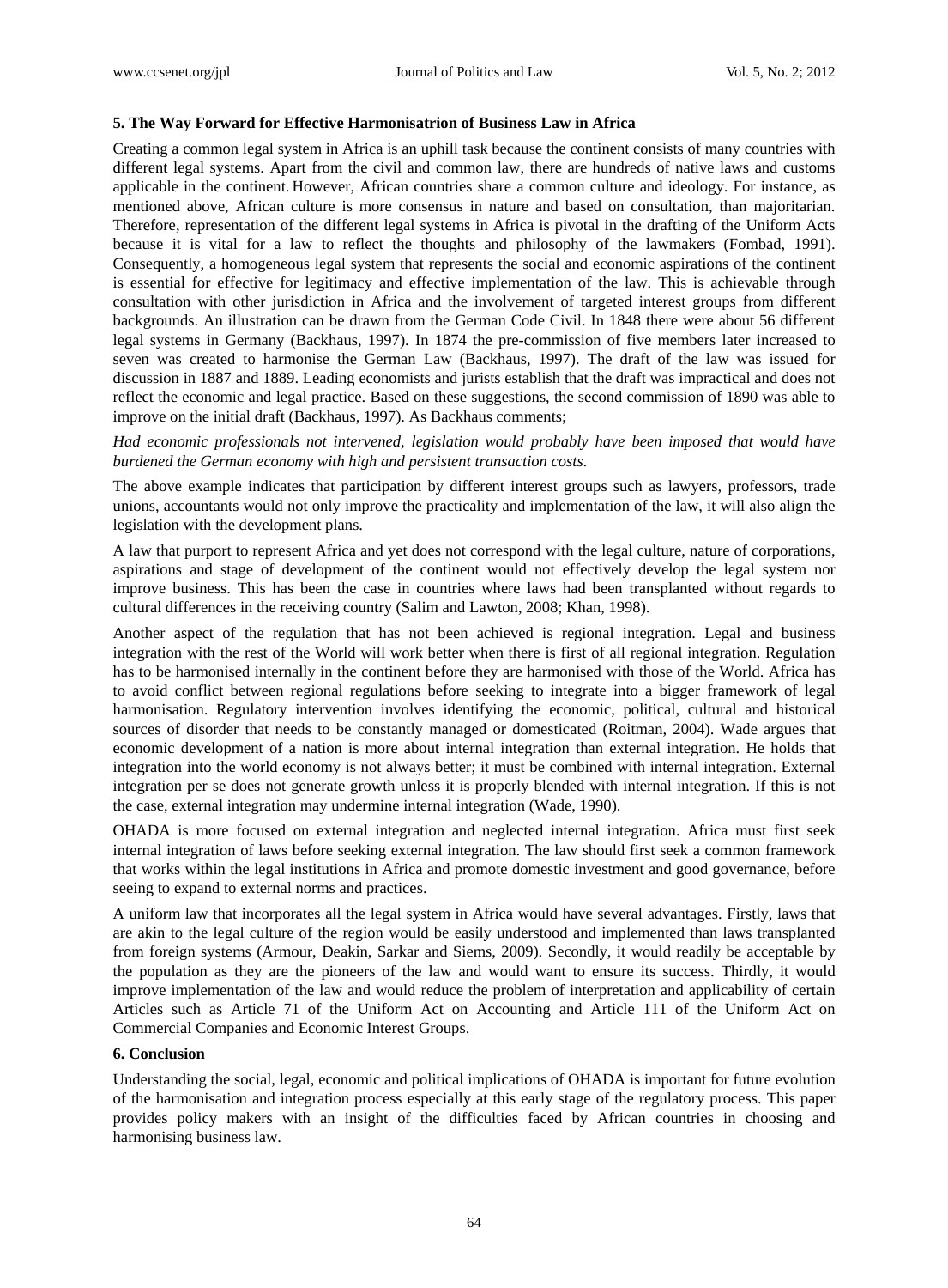### 5. The Way Forward for Effective Harmonisatrion of Business Law in Africa

Creating a common legal system in Africa is an uphill task because the continent consists of many countries with different legal systems. Apart from the civil and common law, there are hundreds of native laws and customs applicable in the continent. However, African countries share a common culture and ideology. For instance, as mentioned above, African culture is more consensus in nature and based on consultation, than majoritarian. Therefore, representation of the different legal systems in Africa is pivotal in the drafting of the Uniform Acts because it is vital for a law to reflect the thoughts and philosophy of the lawmakers (Fombad, 1991). Consequently, a homogeneous legal system that represents the social and economic aspirations of the continent is essential for effective for legitimacy and effective implementation of the law. This is achievable through consultation with other jurisdiction in Africa and the involvement of targeted interest groups from different backgrounds. An illustration can be drawn from the German Code Civil. In 1848 there were about 56 different legal systems in Germany (Backhaus, 1997). In 1874 the pre-commission of five members later increased to seven was created to harmonise the German Law (Backhaus, 1997). The draft of the law was issued for discussion in 1887 and 1889. Leading economists and jurists establish that the draft was impractical and does not reflect the economic and legal practice. Based on these suggestions, the second commission of 1890 was able to improve on the initial draft (Backhaus, 1997). As Backhaus comments;

*Had economic professionals not intervened, legislation would probably have been imposed that would have burdened the German economy with high and persistent transaction costs.*

The above example indicates that participation by different interest groups such as lawyers, professors, trade unions, accountants would not only improve the practicality and implementation of the law, it will also align the legislation with the development plans.

A law that purport to represent Africa and yet does not correspond with the legal culture, nature of corporations, aspirations and stage of development of the continent would not effectively develop the legal system nor improve business. This has been the case in countries where laws had been transplanted without regards to cultural differences in the receiving country (Salim and Lawton, 2008; Khan, 1998).

Another aspect of the regulation that has not been achieved is regional integration. Legal and business integration with the rest of the World will work better when there is first of all regional integration. Regulation has to be harmonised internally in the continent before they are harmonised with those of the World. Africa has to avoid conflict between regional regulations before seeking to integrate into a bigger framework of legal harmonisation. Regulatory intervention involves identifying the economic, political, cultural and historical sources of disorder that needs to be constantly managed or domesticated (Roitman, 2004). Wade argues that economic development of a nation is more about internal integration than external integration. He holds that integration into the world economy is not always better; it must be combined with internal integration. External integration per se does not generate growth unless it is properly blended with internal integration. If this is not the case, external integration may undermine internal integration (Wade, 1990).

OHADA is more focused on external integration and neglected internal integration. Africa must first seek internal integration of laws before seeking external integration. The law should first seek a common framework that works within the legal institutions in Africa and promote domestic investment and good governance, before seeing to expand to external norms and practices.

A uniform law that incorporates all the legal system in Africa would have several advantages. Firstly, laws that are akin to the legal culture of the region would be easily understood and implemented than laws transplanted from foreign systems (Armour, Deakin, Sarkar and Siems, 2009). Secondly, it would readily be acceptable by the population as they are the pioneers of the law and would want to ensure its success. Thirdly, it would improve implementation of the law and would reduce the problem of interpretation and applicability of certain Articles such as Article 71 of the Uniform Act on Accounting and Article 111 of the Uniform Act on Commercial Companies and Economic Interest Groups.

### 6. Conclusion

Understanding the social, legal, economic and political implications of OHADA is important for future evolution of the harmonisation and integration process especially at this early stage of the regulatory process. This paper provides policy makers with an insight of the difficulties faced by African countries in choosing and harmonising business law.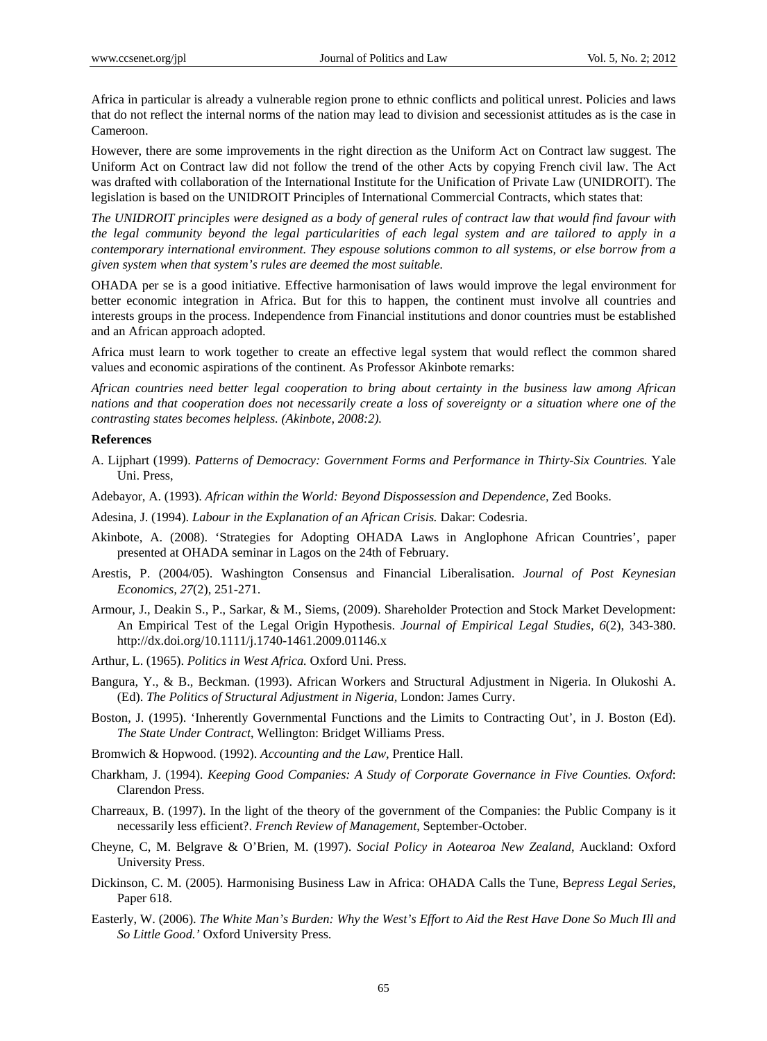Africa in particular is already a vulnerable region prone to ethnic conflicts and political unrest. Policies and laws that do not reflect the internal norms of the nation may lead to division and secessionist attitudes as is the case in Cameroon.

However, there are some improvements in the right direction as the Uniform Act on Contract law suggest. The Uniform Act on Contract law did not follow the trend of the other Acts by copying French civil law. The Act was drafted with collaboration of the International Institute for the Unification of Private Law (UNIDROIT). The legislation is based on the UNIDROIT Principles of International Commercial Contracts, which states that:

*The UNIDROIT principles were designed as a body of general rules of contract law that would find favour with the legal community beyond the legal particularities of each legal system and are tailored to apply in a contemporary international environment. They espouse solutions common to all systems, or else borrow from a given system when that system's rules are deemed the most suitable.*

OHADA per se is a good initiative. Effective harmonisation of laws would improve the legal environment for better economic integration in Africa. But for this to happen, the continent must involve all countries and interests groups in the process. Independence from Financial institutions and donor countries must be established and an African approach adopted.

Africa must learn to work together to create an effective legal system that would reflect the common shared values and economic aspirations of the continent. As Professor Akinbote remarks:

*African countries need better legal cooperation to bring about certainty in the business law among African nations and that cooperation does not necessarily create a loss of sovereignty or a situation where one of the contrasting states becomes helpless. (Akinbote, 2008:2).*

**References**

A. Lijphart (1999). *Patterns of Democracy: Government Forms and Performance in Thirty-Six Countries.* Yale Uni. Press,

Adebayor, A. (1993). *African within the World: Beyond Dispossession and Dependence*, Zed Books.

Adesina, J. (1994). *Labour in the Explanation of an African Crisis.* Dakar: Codesria.

Akinbote, A. (2008). 'Strategies for Adopting OHADA Laws in Anglophone African Countries', paper presented at OHADA seminar in Lagos on the 24th of February.

Arestis, P. (2004/05). Washington Consensus and Financial Liberalisation. *Journal of Post Keynesian Economics, 27*(2), 251-271.

Armour, J., Deakin S., P., Sarkar, & M., Siems, (2009). Shareholder Protection and Stock Market Development: An Empirical Test of the Legal Origin Hypothesis. *Journal of Empirical Legal Studies, 6*(2), 343-380. http://dx.doi.org/10.1111/j.1740-1461.2009.01146.x

Arthur, L. (1965). *Politics in West Africa.* Oxford Uni. Press.

Bangura, Y., & B., Beckman. (1993). African Workers and Structural Adjustment in Nigeria. In Olukoshi A. (Ed). *The Politics of Structural Adjustment in Nigeria*, London: James Curry.

Boston, J. (1995). 'Inherently Governmental Functions and the Limits to Contracting Out', in J. Boston (Ed). *The State Under Contract*, Wellington: Bridget Williams Press.

Bromwich & Hopwood. (1992). *Accounting and the Law*, Prentice Hall.

Charkham, J. (1994). *Keeping Good Companies: A Study of Corporate Governance in Five Counties. Oxford*: Clarendon Press.

Charreaux, B. (1997). In the light of the theory of the government of the Companies: the Public Company is it necessarily less efficient?. *French Review of Management*, September-October.

Cheyne, C, M. Belgrave & O'Brien, M. (1997). *Social Policy in Aotearoa New Zealand*, Auckland: Oxford University Press.

Dickinson, C. M. (2005). Harmonising Business Law in Africa: OHADA Calls the Tune, B*epress Legal Series*, Paper 618.

Easterly, W. (2006). *The White Man's Burden: Why the West's Effort to Aid the Rest Have Done So Much Ill and So Little Good.'* Oxford University Press.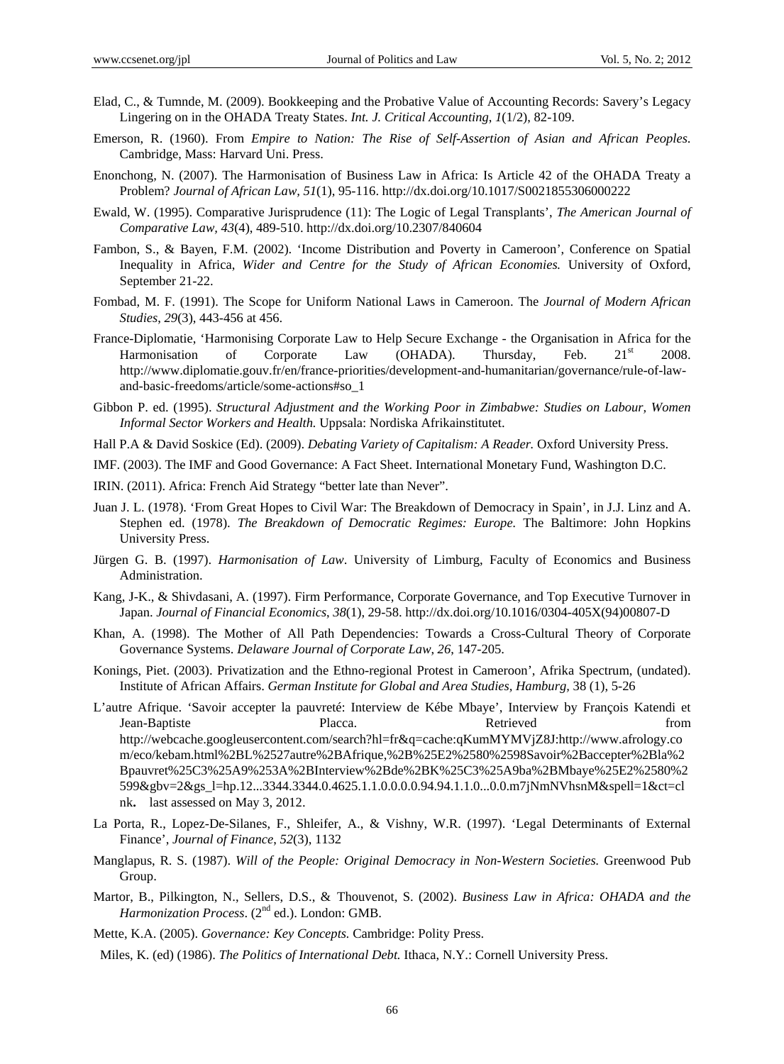Elad, C., & Tumnde, M. (2009). Bookkeeping and the Probative Value of Accounting Records: Savery's Legacy Lingering on in the OHADA Treaty States. *Int. J. Critical Accounting*, *1*(1/2), 82-109.

Emerson, R. (1960). From *Empire to Nation: The Rise of Self-Assertion of Asian and African Peoples.* Cambridge, Mass: Harvard Uni. Press.

Enonchong, N. (2007). The Harmonisation of Business Law in Africa: Is Article 42 of the OHADA Treaty a Problem? *Journal of African Law, 51*(1), 95-116. http://dx.doi.org/10.1017/S0021855306000222

Ewald, W. (1995). Comparative Jurisprudence (11): The Logic of Legal Transplants', *The American Journal of Comparative Law, 43*(4), 489-510. http://dx.doi.org/10.2307/840604

Fambon, S., & Bayen, F.M. (2002). 'Income Distribution and Poverty in Cameroon', Conference on Spatial Inequality in Africa, *Wider and Centre for the Study of African Economies.* University of Oxford, September 21-22.

Fombad, M. F. (1991). The Scope for Uniform National Laws in Cameroon. The *Journal of Modern African Studies, 29*(3), 443-456 at 456.

France-Diplomatie, 'Harmonising Corporate Law to Help Secure Exchange - the Organisation in Africa for the Harmonisation of Corporate Law (OHADA). Thursday, Feb. 21st 2008. http://www.diplomatie.gouv.fr/en/france-priorities/development-and-humanitarian/governance/rule-of-law-and-basic-freedoms/article/some-actions#so_1

Gibbon P. ed. (1995). *Structural Adjustment and the Working Poor in Zimbabwe: Studies on Labour, Women Informal Sector Workers and Health.* Uppsala: Nordiska Afrikainstitutet.

Hall P.A & David Soskice (Ed). (2009). *Debating Variety of Capitalism: A Reader.* Oxford University Press.

IMF. (2003). The IMF and Good Governance: A Fact Sheet. International Monetary Fund, Washington D.C.

IRIN. (2011). Africa: French Aid Strategy "better late than Never".

Juan J. L. (1978). 'From Great Hopes to Civil War: The Breakdown of Democracy in Spain', in J.J. Linz and A. Stephen ed. (1978). *The Breakdown of Democratic Regimes: Europe.* The Baltimore: John Hopkins University Press.

Jürgen G. B. (1997). *Harmonisation of Law*. University of Limburg, Faculty of Economics and Business Administration.

Kang, J-K., & Shivdasani, A. (1997). Firm Performance, Corporate Governance, and Top Executive Turnover in Japan. *Journal of Financial Economics*, *38*(1), 29-58. http://dx.doi.org/10.1016/0304-405X(94)00807-D

Khan, A. (1998). The Mother of All Path Dependencies: Towards a Cross-Cultural Theory of Corporate Governance Systems. *Delaware Journal of Corporate Law*, *26,* 147-205.

Konings, Piet. (2003). Privatization and the Ethno-regional Protest in Cameroon', Afrika Spectrum, (undated). Institute of African Affairs. *German Institute for Global and Area Studies, Hamburg,* 38 (1), 5-26

L'autre Afrique. 'Savoir accepter la pauvreté: Interview de Kébe Mbaye', Interview by François Katendi et Jean-Baptiste Placca. Retrieved from http://webcache.googleusercontent.com/search?hl=fr&q=cache:qKumMYMVjZ8J:http://www.afrology.com/eco/kebam.html%2BL%2527autre%2BAfrique,%2B%25E2%2580%2598Savoir%2Baccepter%2Bla%2Bpauvret%25C3%25A9%253A%2BInterview%2Bde%2BK%25C3%25A9ba%2BMbaye%25E2%2580%2599&gbv=2&gs_l=hp.12...3344.3344.0.4625.1.1.0.0.0.0.94.94.1.1.0...0.0.m7jNmNVhsnM&spell=1&ct=clnk**.** last assessed on May 3, 2012.

La Porta, R., Lopez-De-Silanes, F., Shleifer, A., & Vishny, W.R. (1997). 'Legal Determinants of External Finance', *Journal of Finance*, *52*(3), 1132

Manglapus, R. S. (1987). *Will of the People: Original Democracy in Non-Western Societies.* Greenwood Pub Group.

Martor, B., Pilkington, N., Sellers, D.S., & Thouvenot, S. (2002). *Business Law in Africa: OHADA and the Harmonization Process*. (2nd ed.). London: GMB.

Mette, K.A. (2005). *Governance: Key Concepts.* Cambridge: Polity Press.

Miles, K. (ed) (1986). *The Politics of International Debt.* Ithaca, N.Y.: Cornell University Press.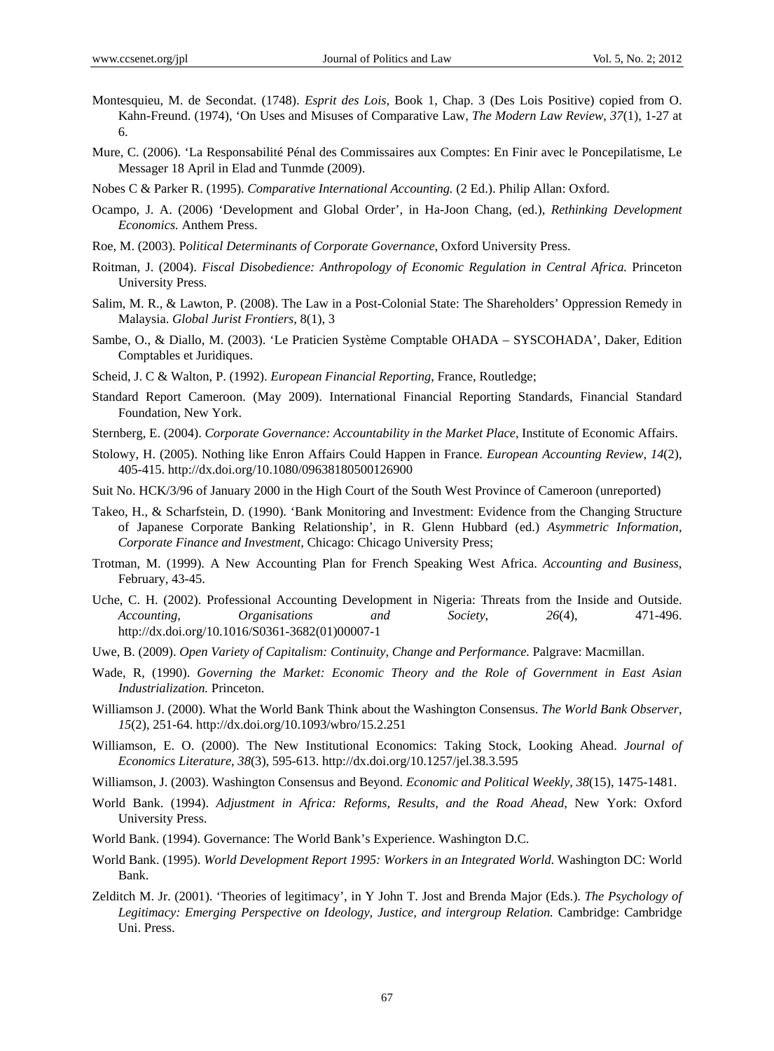Montesquieu, M. de Secondat. (1748). *Esprit des Lois*, Book 1, Chap. 3 (Des Lois Positive) copied from O. Kahn-Freund. (1974), 'On Uses and Misuses of Comparative Law, *The Modern Law Review*, *37*(1), 1-27 at 6.

Mure, C. (2006). 'La Responsabilité Pénal des Commissaires aux Comptes: En Finir avec le Poncepilatisme, Le Messager 18 April in Elad and Tunmde (2009).

Nobes C & Parker R. (1995). *Comparative International Accounting.* (2 Ed.). Philip Allan: Oxford.

Ocampo, J. A. (2006) 'Development and Global Order', in Ha-Joon Chang, (ed.), *Rethinking Development Economics.* Anthem Press.

Roe, M. (2003). P*olitical Determinants of Corporate Governance*, Oxford University Press.

Roitman, J. (2004). *Fiscal Disobedience: Anthropology of Economic Regulation in Central Africa.* Princeton University Press.

Salim, M. R., & Lawton, P. (2008). The Law in a Post-Colonial State: The Shareholders' Oppression Remedy in Malaysia. *Global Jurist Frontiers*, 8(1), 3

Sambe, O., & Diallo, M. (2003). 'Le Praticien Système Comptable OHADA – SYSCOHADA', Daker, Edition Comptables et Juridiques.

Scheid, J. C & Walton, P. (1992). *European Financial Reporting*, France, Routledge;

Standard Report Cameroon. (May 2009). International Financial Reporting Standards, Financial Standard Foundation, New York.

Sternberg, E. (2004). *Corporate Governance: Accountability in the Market Place*, Institute of Economic Affairs.

Stolowy, H. (2005). Nothing like Enron Affairs Could Happen in France. *European Accounting Review, 14*(2), 405-415. http://dx.doi.org/10.1080/09638180500126900

Suit No. HCK/3/96 of January 2000 in the High Court of the South West Province of Cameroon (unreported)

Takeo, H., & Scharfstein, D. (1990). 'Bank Monitoring and Investment: Evidence from the Changing Structure of Japanese Corporate Banking Relationship', in R. Glenn Hubbard (ed.) *Asymmetric Information, Corporate Finance and Investment*, Chicago: Chicago University Press;

Trotman, M. (1999). A New Accounting Plan for French Speaking West Africa. *Accounting and Business,* February, 43-45.

Uche, C. H. (2002). Professional Accounting Development in Nigeria: Threats from the Inside and Outside. *Accounting, Organisations and Society*, *26*(4), 471-496. http://dx.doi.org/10.1016/S0361-3682(01)00007-1

Uwe, B. (2009). *Open Variety of Capitalism: Continuity, Change and Performance.* Palgrave: Macmillan.

Wade, R, (1990). *Governing the Market: Economic Theory and the Role of Government in East Asian Industrialization.* Princeton.

Williamson J. (2000). What the World Bank Think about the Washington Consensus. *The World Bank Observer*, *15*(2), 251-64. http://dx.doi.org/10.1093/wbro/15.2.251

Williamson, E. O. (2000). The New Institutional Economics: Taking Stock, Looking Ahead. *Journal of Economics Literature*, *38*(3), 595-613. http://dx.doi.org/10.1257/jel.38.3.595

Williamson, J. (2003). Washington Consensus and Beyond. *Economic and Political Weekly, 38*(15), 1475-1481.

World Bank. (1994). *Adjustment in Africa: Reforms, Results, and the Road Ahead*, New York: Oxford University Press.

World Bank. (1994). Governance: The World Bank's Experience. Washington D.C.

World Bank. (1995). *World Development Report 1995: Workers in an Integrated World.* Washington DC: World Bank.

Zelditch M. Jr. (2001). 'Theories of legitimacy', in Y John T. Jost and Brenda Major (Eds.). *The Psychology of Legitimacy: Emerging Perspective on Ideology, Justice, and intergroup Relation.* Cambridge: Cambridge Uni. Press.